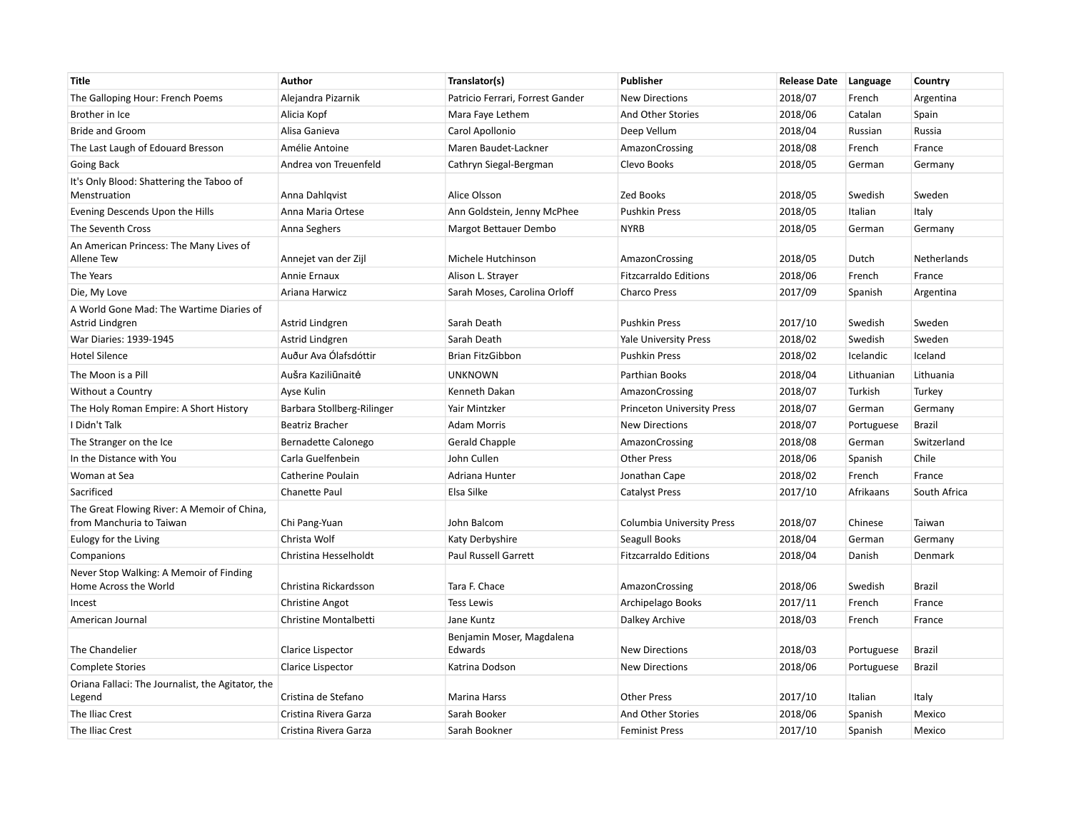| Title | Author | Translator(s) | Publisher | Release Date | Language | Country |
|---|---|---|---|---|---|---|
| The Galloping Hour: French Poems | Alejandra Pizarnik | Patricio Ferrari, Forrest Gander | New Directions | 2018/07 | French | Argentina |
| Brother in Ice | Alicia Kopf | Mara Faye Lethem | And Other Stories | 2018/06 | Catalan | Spain |
| Bride and Groom | Alisa Ganieva | Carol Apollonio | Deep Vellum | 2018/04 | Russian | Russia |
| The Last Laugh of Edouard Bresson | Amélie Antoine | Maren Baudet-Lackner | AmazonCrossing | 2018/08 | French | France |
| Going Back | Andrea von Treuenfeld | Cathryn Siegal-Bergman | Clevo Books | 2018/05 | German | Germany |
| It's Only Blood: Shattering the Taboo of Menstruation | Anna Dahlqvist | Alice Olsson | Zed Books | 2018/05 | Swedish | Sweden |
| Evening Descends Upon the Hills | Anna Maria Ortese | Ann Goldstein, Jenny McPhee | Pushkin Press | 2018/05 | Italian | Italy |
| The Seventh Cross | Anna Seghers | Margot Bettauer Dembo | NYRB | 2018/05 | German | Germany |
| An American Princess: The Many Lives of Allene Tew | Annejet van der Zijl | Michele Hutchinson | AmazonCrossing | 2018/05 | Dutch | Netherlands |
| The Years | Annie Ernaux | Alison L. Strayer | Fitzcarraldo Editions | 2018/06 | French | France |
| Die, My Love | Ariana Harwicz | Sarah Moses, Carolina Orloff | Charco Press | 2017/09 | Spanish | Argentina |
| A World Gone Mad: The Wartime Diaries of Astrid Lindgren | Astrid Lindgren | Sarah Death | Pushkin Press | 2017/10 | Swedish | Sweden |
| War Diaries: 1939-1945 | Astrid Lindgren | Sarah Death | Yale University Press | 2018/02 | Swedish | Sweden |
| Hotel Silence | Auður Ava Ólafsdóttir | Brian FitzGibbon | Pushkin Press | 2018/02 | Icelandic | Iceland |
| The Moon is a Pill | Aušra Kaziliūnaitė | UNKNOWN | Parthian Books | 2018/04 | Lithuanian | Lithuania |
| Without a Country | Ayse Kulin | Kenneth Dakan | AmazonCrossing | 2018/07 | Turkish | Turkey |
| The Holy Roman Empire: A Short History | Barbara Stollberg-Rilinger | Yair Mintzker | Princeton University Press | 2018/07 | German | Germany |
| I Didn't Talk | Beatriz Bracher | Adam Morris | New Directions | 2018/07 | Portuguese | Brazil |
| The Stranger on the Ice | Bernadette Calonego | Gerald Chapple | AmazonCrossing | 2018/08 | German | Switzerland |
| In the Distance with You | Carla Guelfenbein | John Cullen | Other Press | 2018/06 | Spanish | Chile |
| Woman at Sea | Catherine Poulain | Adriana Hunter | Jonathan Cape | 2018/02 | French | France |
| Sacrificed | Chanette Paul | Elsa Silke | Catalyst Press | 2017/10 | Afrikaans | South Africa |
| The Great Flowing River: A Memoir of China, from Manchuria to Taiwan | Chi Pang-Yuan | John Balcom | Columbia University Press | 2018/07 | Chinese | Taiwan |
| Eulogy for the Living | Christa Wolf | Katy Derbyshire | Seagull Books | 2018/04 | German | Germany |
| Companions | Christina Hesselholdt | Paul Russell Garrett | Fitzcarraldo Editions | 2018/04 | Danish | Denmark |
| Never Stop Walking: A Memoir of Finding Home Across the World | Christina Rickardsson | Tara F. Chace | AmazonCrossing | 2018/06 | Swedish | Brazil |
| Incest | Christine Angot | Tess Lewis | Archipelago Books | 2017/11 | French | France |
| American Journal | Christine Montalbetti | Jane Kuntz | Dalkey Archive | 2018/03 | French | France |
| The Chandelier | Clarice Lispector | Benjamin Moser, Magdalena Edwards | New Directions | 2018/03 | Portuguese | Brazil |
| Complete Stories | Clarice Lispector | Katrina Dodson | New Directions | 2018/06 | Portuguese | Brazil |
| Oriana Fallaci: The Journalist, the Agitator, the Legend | Cristina de Stefano | Marina Harss | Other Press | 2017/10 | Italian | Italy |
| The Iliac Crest | Cristina Rivera Garza | Sarah Booker | And Other Stories | 2018/06 | Spanish | Mexico |
| The Iliac Crest | Cristina Rivera Garza | Sarah Bookner | Feminist Press | 2017/10 | Spanish | Mexico |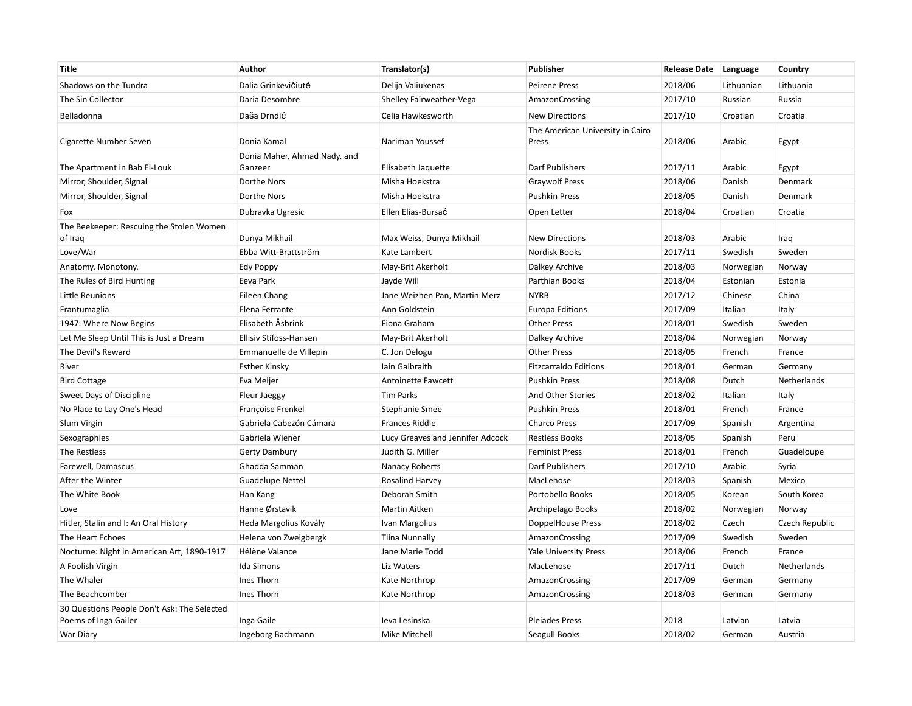| Title | Author | Translator(s) | Publisher | Release Date | Language | Country |
| --- | --- | --- | --- | --- | --- | --- |
| Shadows on the Tundra | Dalia Grinkevičiutė | Delija Valiukenas | Peirene Press | 2018/06 | Lithuanian | Lithuania |
| The Sin Collector | Daria Desombre | Shelley Fairweather-Vega | AmazonCrossing | 2017/10 | Russian | Russia |
| Belladonna | Daša Drndić | Celia Hawkesworth | New Directions | 2017/10 | Croatian | Croatia |
| Cigarette Number Seven | Donia Kamal | Nariman Youssef | The American University in Cairo Press | 2018/06 | Arabic | Egypt |
| The Apartment in Bab El-Louk | Donia Maher, Ahmad Nady, and Ganzeer | Elisabeth Jaquette | Darf Publishers | 2017/11 | Arabic | Egypt |
| Mirror, Shoulder, Signal | Dorthe Nors | Misha Hoekstra | Graywolf Press | 2018/06 | Danish | Denmark |
| Mirror, Shoulder, Signal | Dorthe Nors | Misha Hoekstra | Pushkin Press | 2018/05 | Danish | Denmark |
| Fox | Dubravka Ugresic | Ellen Elias-Bursać | Open Letter | 2018/04 | Croatian | Croatia |
| The Beekeeper: Rescuing the Stolen Women of Iraq | Dunya Mikhail | Max Weiss, Dunya Mikhail | New Directions | 2018/03 | Arabic | Iraq |
| Love/War | Ebba Witt-Brattström | Kate Lambert | Nordisk Books | 2017/11 | Swedish | Sweden |
| Anatomy. Monotony. | Edy Poppy | May-Brit Akerholt | Dalkey Archive | 2018/03 | Norwegian | Norway |
| The Rules of Bird Hunting | Eeva Park | Jayde Will | Parthian Books | 2018/04 | Estonian | Estonia |
| Little Reunions | Eileen Chang | Jane Weizhen Pan, Martin Merz | NYRB | 2017/12 | Chinese | China |
| Frantumaglia | Elena Ferrante | Ann Goldstein | Europa Editions | 2017/09 | Italian | Italy |
| 1947: Where Now Begins | Elisabeth Åsbrink | Fiona Graham | Other Press | 2018/01 | Swedish | Sweden |
| Let Me Sleep Until This is Just a Dream | Ellisiv Stifoss-Hansen | May-Brit Akerholt | Dalkey Archive | 2018/04 | Norwegian | Norway |
| The Devil's Reward | Emmanuelle de Villepin | C. Jon Delogu | Other Press | 2018/05 | French | France |
| River | Esther Kinsky | Iain Galbraith | Fitzcarraldo Editions | 2018/01 | German | Germany |
| Bird Cottage | Eva Meijer | Antoinette Fawcett | Pushkin Press | 2018/08 | Dutch | Netherlands |
| Sweet Days of Discipline | Fleur Jaeggy | Tim Parks | And Other Stories | 2018/02 | Italian | Italy |
| No Place to Lay One's Head | Françoise Frenkel | Stephanie Smee | Pushkin Press | 2018/01 | French | France |
| Slum Virgin | Gabriela Cabezón Cámara | Frances Riddle | Charco Press | 2017/09 | Spanish | Argentina |
| Sexographies | Gabriela Wiener | Lucy Greaves and Jennifer Adcock | Restless Books | 2018/05 | Spanish | Peru |
| The Restless | Gerty Dambury | Judith G. Miller | Feminist Press | 2018/01 | French | Guadeloupe |
| Farewell, Damascus | Ghadda Samman | Nanacy Roberts | Darf Publishers | 2017/10 | Arabic | Syria |
| After the Winter | Guadelupe Nettel | Rosalind Harvey | MacLehose | 2018/03 | Spanish | Mexico |
| The White Book | Han Kang | Deborah Smith | Portobello Books | 2018/05 | Korean | South Korea |
| Love | Hanne Ørstavik | Martin Aitken | Archipelago Books | 2018/02 | Norwegian | Norway |
| Hitler, Stalin and I: An Oral History | Heda Margolius Kovály | Ivan Margolius | DoppelHouse Press | 2018/02 | Czech | Czech Republic |
| The Heart Echoes | Helena von Zweigbergk | Tiina Nunnally | AmazonCrossing | 2017/09 | Swedish | Sweden |
| Nocturne: Night in American Art, 1890-1917 | Hélène Valance | Jane Marie Todd | Yale University Press | 2018/06 | French | France |
| A Foolish Virgin | Ida Simons | Liz Waters | MacLehose | 2017/11 | Dutch | Netherlands |
| The Whaler | Ines Thorn | Kate Northrop | AmazonCrossing | 2017/09 | German | Germany |
| The Beachcomber | Ines Thorn | Kate Northrop | AmazonCrossing | 2018/03 | German | Germany |
| 30 Questions People Don't Ask: The Selected Poems of Inga Gailer | Inga Gaile | Ieva Lesinska | Pleiades Press | 2018 | Latvian | Latvia |
| War Diary | Ingeborg Bachmann | Mike Mitchell | Seagull Books | 2018/02 | German | Austria |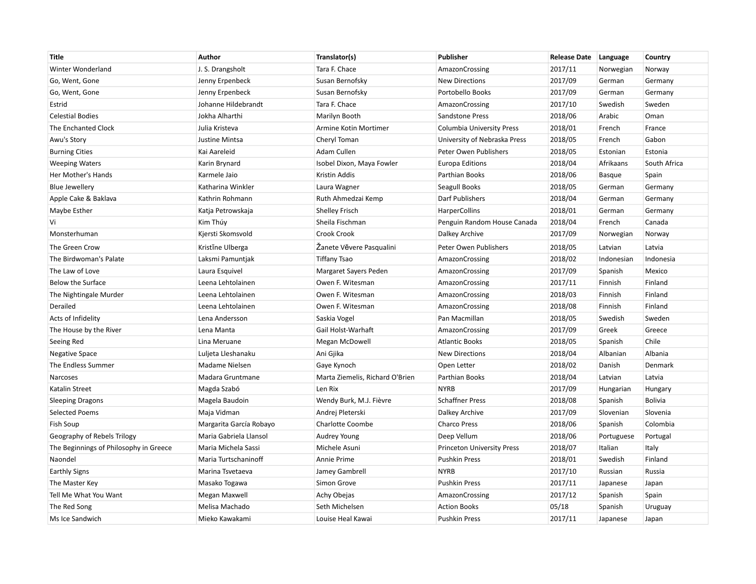| Title | Author | Translator(s) | Publisher | Release Date | Language | Country |
|---|---|---|---|---|---|---|
| Winter Wonderland | J. S. Drangsholt | Tara F. Chace | AmazonCrossing | 2017/11 | Norwegian | Norway |
| Go, Went, Gone | Jenny Erpenbeck | Susan Bernofsky | New Directions | 2017/09 | German | Germany |
| Go, Went, Gone | Jenny Erpenbeck | Susan Bernofsky | Portobello Books | 2017/09 | German | Germany |
| Estrid | Johanne Hildebrandt | Tara F. Chace | AmazonCrossing | 2017/10 | Swedish | Sweden |
| Celestial Bodies | Jokha Alharthi | Marilyn Booth | Sandstone Press | 2018/06 | Arabic | Oman |
| The Enchanted Clock | Julia Kristeva | Armine Kotin Mortimer | Columbia University Press | 2018/01 | French | France |
| Awu's Story | Justine Mintsa | Cheryl Toman | University of Nebraska Press | 2018/05 | French | Gabon |
| Burning Cities | Kai Aareleid | Adam Cullen | Peter Owen Publishers | 2018/05 | Estonian | Estonia |
| Weeping Waters | Karin Brynard | Isobel Dixon, Maya Fowler | Europa Editions | 2018/04 | Afrikaans | South Africa |
| Her Mother's Hands | Karmele Jaio | Kristin Addis | Parthian Books | 2018/06 | Basque | Spain |
| Blue Jewellery | Katharina Winkler | Laura Wagner | Seagull Books | 2018/05 | German | Germany |
| Apple Cake & Baklava | Kathrin Rohmann | Ruth Ahmedzai Kemp | Darf Publishers | 2018/04 | German | Germany |
| Maybe Esther | Katja Petrowskaja | Shelley Frisch | HarperCollins | 2018/01 | German | Germany |
| Vi | Kim Thúy | Sheila Fischman | Penguin Random House Canada | 2018/04 | French | Canada |
| Monsterhuman | Kjersti Skomsvold | Crook Crook | Dalkey Archive | 2017/09 | Norwegian | Norway |
| The Green Crow | Kristīne Ulberga | Žanete Vēvere Pasqualini | Peter Owen Publishers | 2018/05 | Latvian | Latvia |
| The Birdwoman's Palate | Laksmi Pamuntjak | Tiffany Tsao | AmazonCrossing | 2018/02 | Indonesian | Indonesia |
| The Law of Love | Laura Esquivel | Margaret Sayers Peden | AmazonCrossing | 2017/09 | Spanish | Mexico |
| Below the Surface | Leena Lehtolainen | Owen F. Witesman | AmazonCrossing | 2017/11 | Finnish | Finland |
| The Nightingale Murder | Leena Lehtolainen | Owen F. Witesman | AmazonCrossing | 2018/03 | Finnish | Finland |
| Derailed | Leena Lehtolainen | Owen F. Witesman | AmazonCrossing | 2018/08 | Finnish | Finland |
| Acts of Infidelity | Lena Andersson | Saskia Vogel | Pan Macmillan | 2018/05 | Swedish | Sweden |
| The House by the River | Lena Manta | Gail Holst-Warhaft | AmazonCrossing | 2017/09 | Greek | Greece |
| Seeing Red | Lina Meruane | Megan McDowell | Atlantic Books | 2018/05 | Spanish | Chile |
| Negative Space | Luljeta Lleshanaku | Ani Gjika | New Directions | 2018/04 | Albanian | Albania |
| The Endless Summer | Madame Nielsen | Gaye Kynoch | Open Letter | 2018/02 | Danish | Denmark |
| Narcoses | Madara Gruntmane | Marta Ziemelis, Richard O'Brien | Parthian Books | 2018/04 | Latvian | Latvia |
| Katalin Street | Magda Szabó | Len Rix | NYRB | 2017/09 | Hungarian | Hungary |
| Sleeping Dragons | Magela Baudoin | Wendy Burk, M.J. Fièvre | Schaffner Press | 2018/08 | Spanish | Bolivia |
| Selected Poems | Maja Vidman | Andrej Pleterski | Dalkey Archive | 2017/09 | Slovenian | Slovenia |
| Fish Soup | Margarita García Robayo | Charlotte Coombe | Charco Press | 2018/06 | Spanish | Colombia |
| Geography of Rebels Trilogy | Maria Gabriela Llansol | Audrey Young | Deep Vellum | 2018/06 | Portuguese | Portugal |
| The Beginnings of Philosophy in Greece | Maria Michela Sassi | Michele Asuni | Princeton University Press | 2018/07 | Italian | Italy |
| Naondel | Maria Turtschaninoff | Annie Prime | Pushkin Press | 2018/01 | Swedish | Finland |
| Earthly Signs | Marina Tsvetaeva | Jamey Gambrell | NYRB | 2017/10 | Russian | Russia |
| The Master Key | Masako Togawa | Simon Grove | Pushkin Press | 2017/11 | Japanese | Japan |
| Tell Me What You Want | Megan Maxwell | Achy Obejas | AmazonCrossing | 2017/12 | Spanish | Spain |
| The Red Song | Melisa Machado | Seth Michelsen | Action Books | 05/18 | Spanish | Uruguay |
| Ms Ice Sandwich | Mieko Kawakami | Louise Heal Kawai | Pushkin Press | 2017/11 | Japanese | Japan |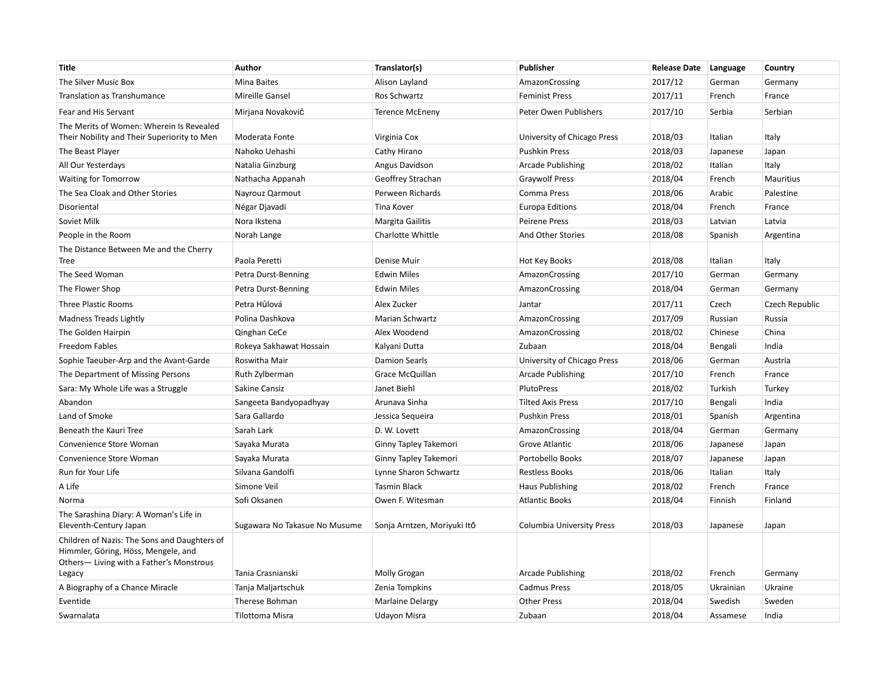| Title | Author | Translator(s) | Publisher | Release Date | Language | Country |
|---|---|---|---|---|---|---|
| The Silver Music Box | Mina Baites | Alison Layland | AmazonCrossing | 2017/12 | German | Germany |
| Translation as Transhumance | Mireille Gansel | Ros Schwartz | Feminist Press | 2017/11 | French | France |
| Fear and His Servant | Mirjana Novaković | Terence McEneny | Peter Owen Publishers | 2017/10 | Serbia | Serbian |
| The Merits of Women: Wherein Is Revealed Their Nobility and Their Superiority to Men | Moderata Fonte | Virginia Cox | University of Chicago Press | 2018/03 | Italian | Italy |
| The Beast Player | Nahoko Uehashi | Cathy Hirano | Pushkin Press | 2018/03 | Japanese | Japan |
| All Our Yesterdays | Natalia Ginzburg | Angus Davidson | Arcade Publishing | 2018/02 | Italian | Italy |
| Waiting for Tomorrow | Nathacha Appanah | Geoffrey Strachan | Graywolf Press | 2018/04 | French | Mauritius |
| The Sea Cloak and Other Stories | Nayrouz Qarmout | Perween Richards | Comma Press | 2018/06 | Arabic | Palestine |
| Disoriental | Négar Djavadi | Tina Kover | Europa Editions | 2018/04 | French | France |
| Soviet Milk | Nora Ikstena | Margita Gailitis | Peirene Press | 2018/03 | Latvian | Latvia |
| People in the Room | Norah Lange | Charlotte Whittle | And Other Stories | 2018/08 | Spanish | Argentina |
| The Distance Between Me and the Cherry Tree | Paola Peretti | Denise Muir | Hot Key Books | 2018/08 | Italian | Italy |
| The Seed Woman | Petra Durst-Benning | Edwin Miles | AmazonCrossing | 2017/10 | German | Germany |
| The Flower Shop | Petra Durst-Benning | Edwin Miles | AmazonCrossing | 2018/04 | German | Germany |
| Three Plastic Rooms | Petra Hůlová | Alex Zucker | Jantar | 2017/11 | Czech | Czech Republic |
| Madness Treads Lightly | Polina Dashkova | Marian Schwartz | AmazonCrossing | 2017/09 | Russian | Russia |
| The Golden Hairpin | Qinghan CeCe | Alex Woodend | AmazonCrossing | 2018/02 | Chinese | China |
| Freedom Fables | Rokeya Sakhawat Hossain | Kalyani Dutta | Zubaan | 2018/04 | Bengali | India |
| Sophie Taeuber-Arp and the Avant-Garde | Roswitha Mair | Damion Searls | University of Chicago Press | 2018/06 | German | Austria |
| The Department of Missing Persons | Ruth Zylberman | Grace McQuillan | Arcade Publishing | 2017/10 | French | France |
| Sara: My Whole Life was a Struggle | Sakine Cansiz | Janet Biehl | PlutoPress | 2018/02 | Turkish | Turkey |
| Abandon | Sangeeta Bandyopadhyay | Arunava Sinha | Tilted Axis Press | 2017/10 | Bengali | India |
| Land of Smoke | Sara Gallardo | Jessica Sequeira | Pushkin Press | 2018/01 | Spanish | Argentina |
| Beneath the Kauri Tree | Sarah Lark | D. W. Lovett | AmazonCrossing | 2018/04 | German | Germany |
| Convenience Store Woman | Sayaka Murata | Ginny Tapley Takemori | Grove Atlantic | 2018/06 | Japanese | Japan |
| Convenience Store Woman | Sayaka Murata | Ginny Tapley Takemori | Portobello Books | 2018/07 | Japanese | Japan |
| Run for Your Life | Silvana Gandolfi | Lynne Sharon Schwartz | Restless Books | 2018/06 | Italian | Italy |
| A Life | Simone Veil | Tasmin Black | Haus Publishing | 2018/02 | French | France |
| Norma | Sofi Oksanen | Owen F. Witesman | Atlantic Books | 2018/04 | Finnish | Finland |
| The Sarashina Diary: A Woman's Life in Eleventh-Century Japan | Sugawara No Takasue No Musume | Sonja Arntzen, Moriyuki Itō | Columbia University Press | 2018/03 | Japanese | Japan |
| Children of Nazis: The Sons and Daughters of Himmler, Göring, Höss, Mengele, and Others— Living with a Father's Monstrous Legacy | Tania Crasnianski | Molly Grogan | Arcade Publishing | 2018/02 | French | Germany |
| A Biography of a Chance Miracle | Tanja Maljartschuk | Zenia Tompkins | Cadmus Press | 2018/05 | Ukrainian | Ukraine |
| Eventide | Therese Bohman | Marlaine Delargy | Other Press | 2018/04 | Swedish | Sweden |
| Swarnalata | Tilottoma Misra | Udayon Misra | Zubaan | 2018/04 | Assamese | India |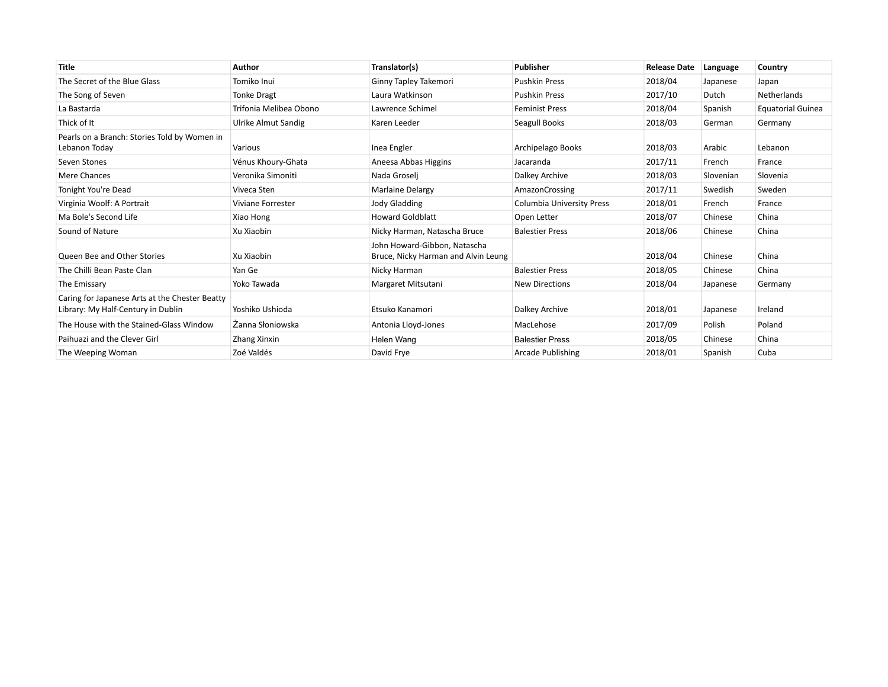| Title | Author | Translator(s) | Publisher | Release Date | Language | Country |
|---|---|---|---|---|---|---|
| The Secret of the Blue Glass | Tomiko Inui | Ginny Tapley Takemori | Pushkin Press | 2018/04 | Japanese | Japan |
| The Song of Seven | Tonke Dragt | Laura Watkinson | Pushkin Press | 2017/10 | Dutch | Netherlands |
| La Bastarda | Trifonia Melibea Obono | Lawrence Schimel | Feminist Press | 2018/04 | Spanish | Equatorial Guinea |
| Thick of It | Ulrike Almut Sandig | Karen Leeder | Seagull Books | 2018/03 | German | Germany |
| Pearls on a Branch: Stories Told by Women in Lebanon Today | Various | Inea Engler | Archipelago Books | 2018/03 | Arabic | Lebanon |
| Seven Stones | Vénus Khoury-Ghata | Aneesa Abbas Higgins | Jacaranda | 2017/11 | French | France |
| Mere Chances | Veronika Simoniti | Nada Groselj | Dalkey Archive | 2018/03 | Slovenian | Slovenia |
| Tonight You're Dead | Viveca Sten | Marlaine Delargy | AmazonCrossing | 2017/11 | Swedish | Sweden |
| Virginia Woolf: A Portrait | Viviane Forrester | Jody Gladding | Columbia University Press | 2018/01 | French | France |
| Ma Bole's Second Life | Xiao Hong | Howard Goldblatt | Open Letter | 2018/07 | Chinese | China |
| Sound of Nature | Xu Xiaobin | Nicky Harman, Natascha Bruce | Balestier Press | 2018/06 | Chinese | China |
| Queen Bee and Other Stories | Xu Xiaobin | John Howard-Gibbon, Natascha Bruce, Nicky Harman and Alvin Leung | | 2018/04 | Chinese | China |
| The Chilli Bean Paste Clan | Yan Ge | Nicky Harman | Balestier Press | 2018/05 | Chinese | China |
| The Emissary | Yoko Tawada | Margaret Mitsutani | New Directions | 2018/04 | Japanese | Germany |
| Caring for Japanese Arts at the Chester Beatty Library: My Half-Century in Dublin | Yoshiko Ushioda | Etsuko Kanamori | Dalkey Archive | 2018/01 | Japanese | Ireland |
| The House with the Stained-Glass Window | Żanna Słoniowska | Antonia Lloyd-Jones | MacLehose | 2017/09 | Polish | Poland |
| Paihuazi and the Clever Girl | Zhang Xinxin | Helen Wang | Balestier Press | 2018/05 | Chinese | China |
| The Weeping Woman | Zoé Valdés | David Frye | Arcade Publishing | 2018/01 | Spanish | Cuba |